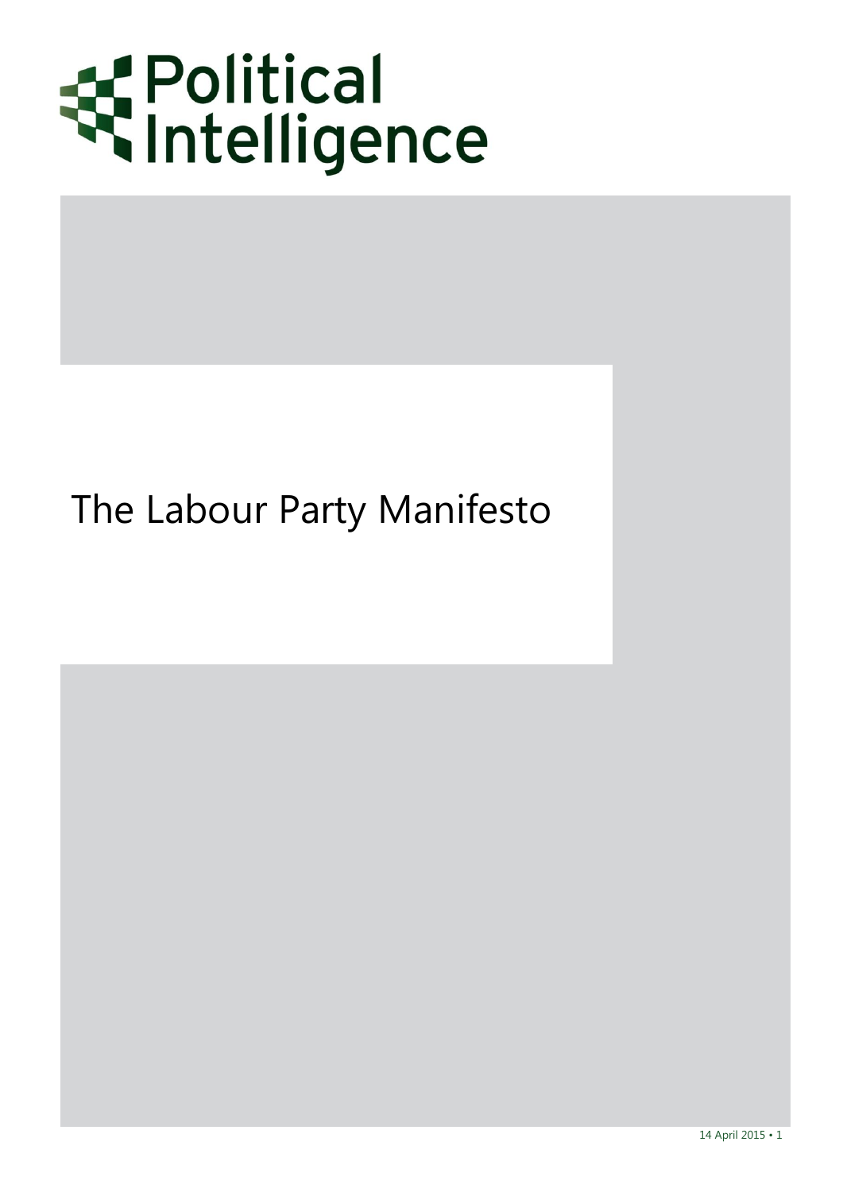Political Intelligence

# The Labour Party Manifesto

14 April 2015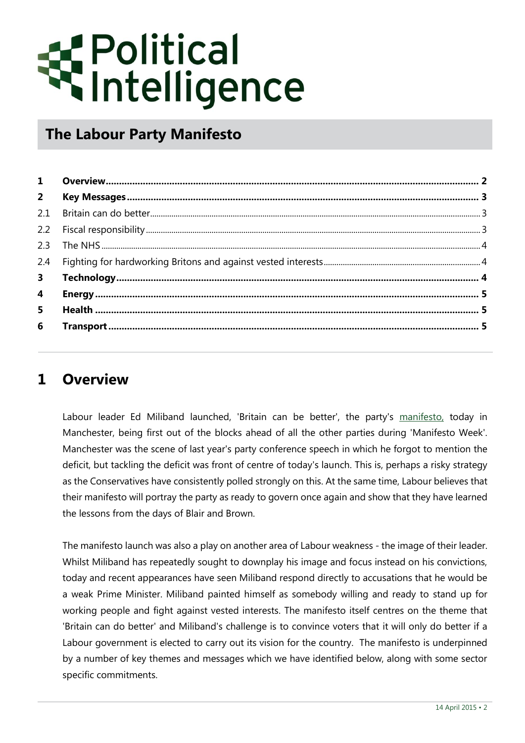# Political Intelligence

## The Labour Party Manifesto

| | | |
|---|---|---|
| **1** | **Overview** | **2** |
| **2** | **Key Messages** | **3** |
| 2.1 | Britain can do better | 3 |
| 2.2 | Fiscal responsibility | 3 |
| 2.3 | The NHS | 4 |
| 2.4 | Fighting for hardworking Britons and against vested interests | 4 |
| **3** | **Technology** | **4** |
| **4** | **Energy** | **5** |
| **5** | **Health** | **5** |
| **6** | **Transport** | **5** |

## 1 Overview

Labour leader Ed Miliband launched, 'Britain can be better', the party's manifesto, today in Manchester, being first out of the blocks ahead of all the other parties during 'Manifesto Week'. Manchester was the scene of last year's party conference speech in which he forgot to mention the deficit, but tackling the deficit was front of centre of today's launch. This is, perhaps a risky strategy as the Conservatives have consistently polled strongly on this. At the same time, Labour believes that their manifesto will portray the party as ready to govern once again and show that they have learned the lessons from the days of Blair and Brown.

The manifesto launch was also a play on another area of Labour weakness - the image of their leader. Whilst Miliband has repeatedly sought to downplay his image and focus instead on his convictions, today and recent appearances have seen Miliband respond directly to accusations that he would be a weak Prime Minister. Miliband painted himself as somebody willing and ready to stand up for working people and fight against vested interests. The manifesto itself centres on the theme that 'Britain can do better' and Miliband's challenge is to convince voters that it will only do better if a Labour government is elected to carry out its vision for the country. The manifesto is underpinned by a number of key themes and messages which we have identified below, along with some sector specific commitments.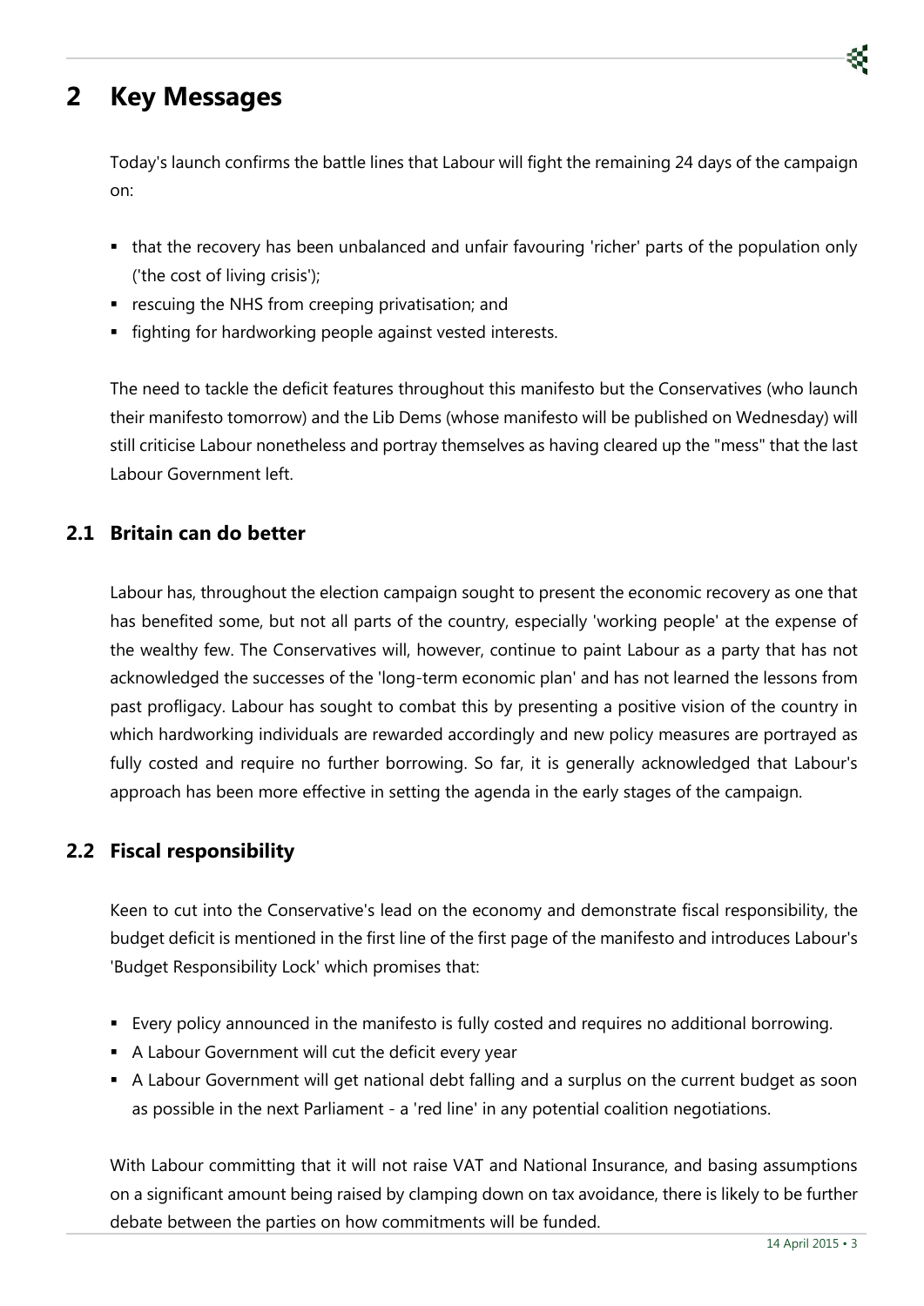# 2 Key Messages

Today's launch confirms the battle lines that Labour will fight the remaining 24 days of the campaign on:

- that the recovery has been unbalanced and unfair favouring 'richer' parts of the population only ('the cost of living crisis');
- rescuing the NHS from creeping privatisation; and
- fighting for hardworking people against vested interests.

The need to tackle the deficit features throughout this manifesto but the Conservatives (who launch their manifesto tomorrow) and the Lib Dems (whose manifesto will be published on Wednesday) will still criticise Labour nonetheless and portray themselves as having cleared up the "mess" that the last Labour Government left.

## 2.1 Britain can do better

Labour has, throughout the election campaign sought to present the economic recovery as one that has benefited some, but not all parts of the country, especially 'working people' at the expense of the wealthy few. The Conservatives will, however, continue to paint Labour as a party that has not acknowledged the successes of the 'long-term economic plan' and has not learned the lessons from past profligacy. Labour has sought to combat this by presenting a positive vision of the country in which hardworking individuals are rewarded accordingly and new policy measures are portrayed as fully costed and require no further borrowing. So far, it is generally acknowledged that Labour's approach has been more effective in setting the agenda in the early stages of the campaign.

## 2.2 Fiscal responsibility

Keen to cut into the Conservative's lead on the economy and demonstrate fiscal responsibility, the budget deficit is mentioned in the first line of the first page of the manifesto and introduces Labour's 'Budget Responsibility Lock' which promises that:

- Every policy announced in the manifesto is fully costed and requires no additional borrowing.
- A Labour Government will cut the deficit every year
- A Labour Government will get national debt falling and a surplus on the current budget as soon as possible in the next Parliament - a 'red line' in any potential coalition negotiations.

With Labour committing that it will not raise VAT and National Insurance, and basing assumptions on a significant amount being raised by clamping down on tax avoidance, there is likely to be further debate between the parties on how commitments will be funded.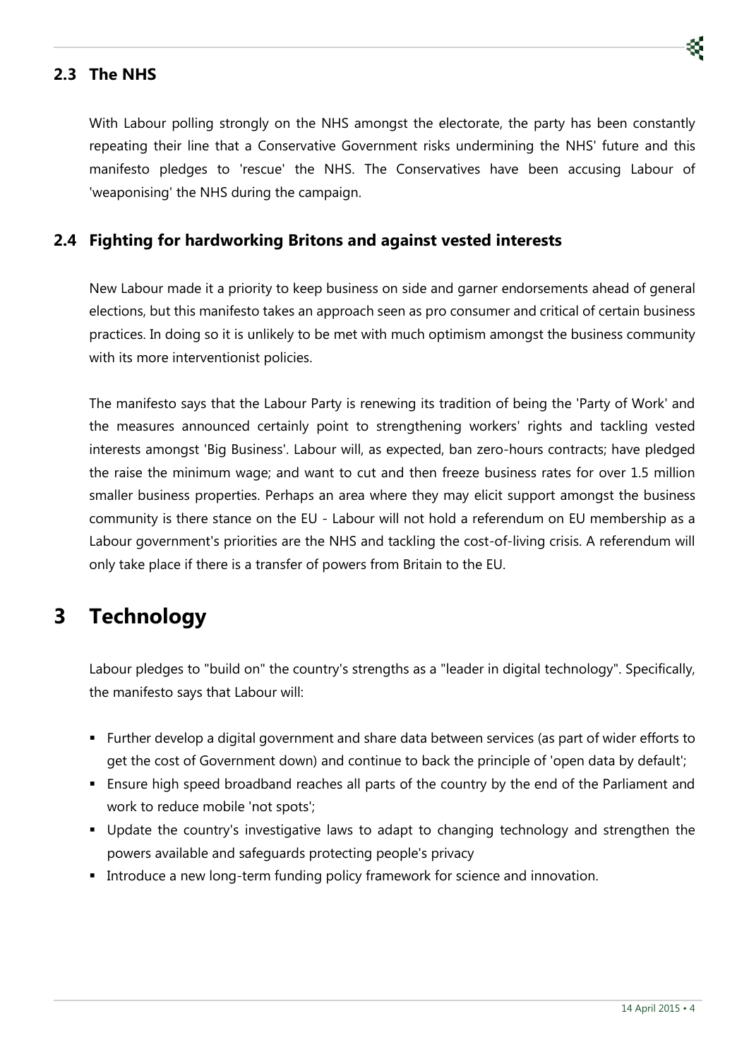### 2.3 The NHS

With Labour polling strongly on the NHS amongst the electorate, the party has been constantly repeating their line that a Conservative Government risks undermining the NHS' future and this manifesto pledges to 'rescue' the NHS. The Conservatives have been accusing Labour of 'weaponising' the NHS during the campaign.

### 2.4 Fighting for hardworking Britons and against vested interests

New Labour made it a priority to keep business on side and garner endorsements ahead of general elections, but this manifesto takes an approach seen as pro consumer and critical of certain business practices. In doing so it is unlikely to be met with much optimism amongst the business community with its more interventionist policies.

The manifesto says that the Labour Party is renewing its tradition of being the 'Party of Work' and the measures announced certainly point to strengthening workers' rights and tackling vested interests amongst 'Big Business'. Labour will, as expected, ban zero-hours contracts; have pledged the raise the minimum wage; and want to cut and then freeze business rates for over 1.5 million smaller business properties. Perhaps an area where they may elicit support amongst the business community is there stance on the EU - Labour will not hold a referendum on EU membership as a Labour government's priorities are the NHS and tackling the cost-of-living crisis. A referendum will only take place if there is a transfer of powers from Britain to the EU.

## 3 Technology

Labour pledges to "build on" the country's strengths as a "leader in digital technology". Specifically, the manifesto says that Labour will:

- Further develop a digital government and share data between services (as part of wider efforts to get the cost of Government down) and continue to back the principle of 'open data by default';
- Ensure high speed broadband reaches all parts of the country by the end of the Parliament and work to reduce mobile 'not spots';
- Update the country's investigative laws to adapt to changing technology and strengthen the powers available and safeguards protecting people's privacy
- Introduce a new long-term funding policy framework for science and innovation.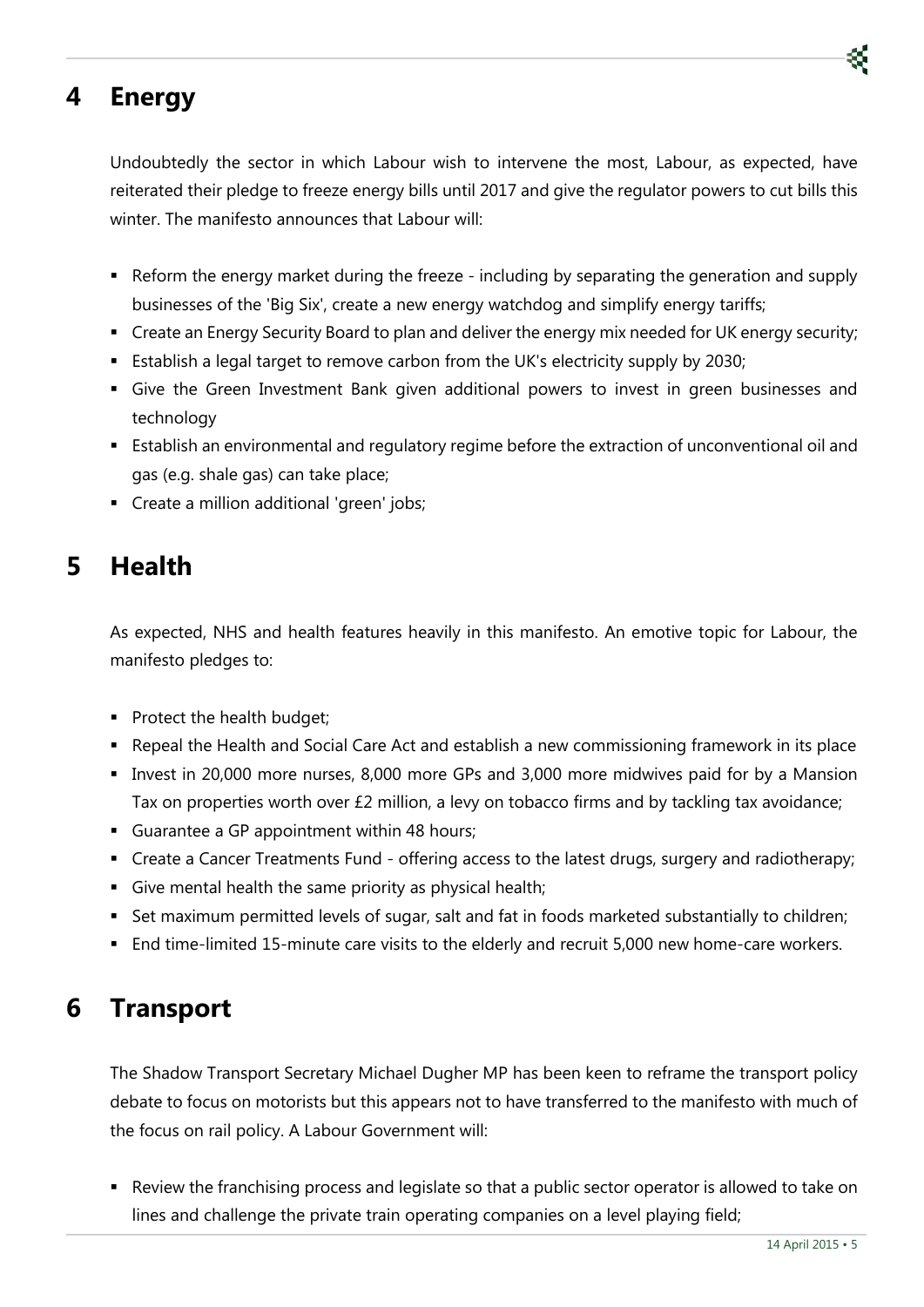## 4 Energy

Undoubtedly the sector in which Labour wish to intervene the most, Labour, as expected, have reiterated their pledge to freeze energy bills until 2017 and give the regulator powers to cut bills this winter. The manifesto announces that Labour will:

- Reform the energy market during the freeze - including by separating the generation and supply businesses of the 'Big Six', create a new energy watchdog and simplify energy tariffs;
- Create an Energy Security Board to plan and deliver the energy mix needed for UK energy security;
- Establish a legal target to remove carbon from the UK's electricity supply by 2030;
- Give the Green Investment Bank given additional powers to invest in green businesses and technology
- Establish an environmental and regulatory regime before the extraction of unconventional oil and gas (e.g. shale gas) can take place;
- Create a million additional 'green' jobs;

## 5 Health

As expected, NHS and health features heavily in this manifesto. An emotive topic for Labour, the manifesto pledges to:

- Protect the health budget;
- Repeal the Health and Social Care Act and establish a new commissioning framework in its place
- Invest in 20,000 more nurses, 8,000 more GPs and 3,000 more midwives paid for by a Mansion Tax on properties worth over £2 million, a levy on tobacco firms and by tackling tax avoidance;
- Guarantee a GP appointment within 48 hours;
- Create a Cancer Treatments Fund - offering access to the latest drugs, surgery and radiotherapy;
- Give mental health the same priority as physical health;
- Set maximum permitted levels of sugar, salt and fat in foods marketed substantially to children;
- End time-limited 15-minute care visits to the elderly and recruit 5,000 new home-care workers.

## 6 Transport

The Shadow Transport Secretary Michael Dugher MP has been keen to reframe the transport policy debate to focus on motorists but this appears not to have transferred to the manifesto with much of the focus on rail policy. A Labour Government will:

- Review the franchising process and legislate so that a public sector operator is allowed to take on lines and challenge the private train operating companies on a level playing field;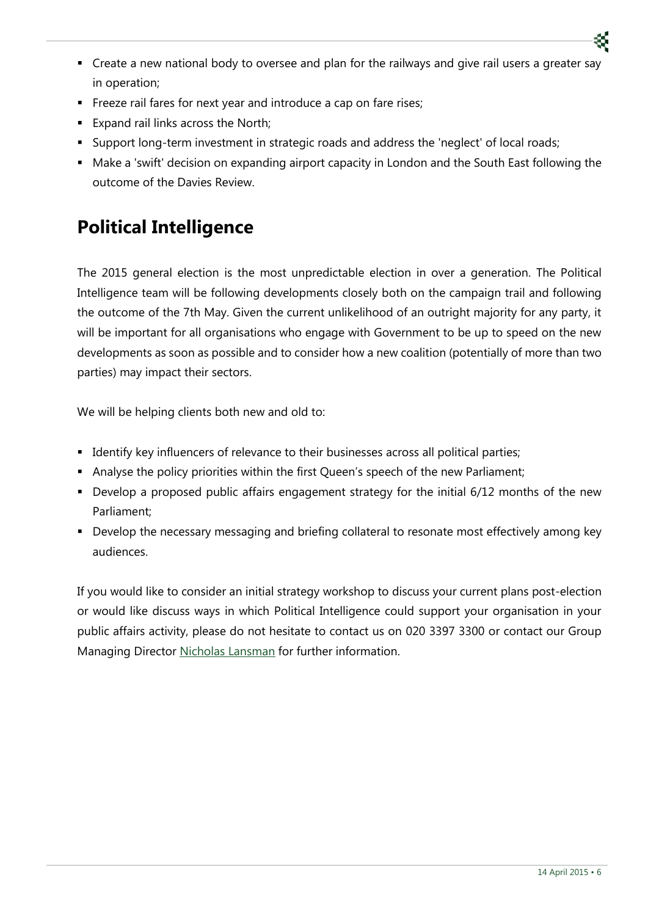- Create a new national body to oversee and plan for the railways and give rail users a greater say in operation;
- Freeze rail fares for next year and introduce a cap on fare rises;
- Expand rail links across the North;
- Support long-term investment in strategic roads and address the 'neglect' of local roads;
- Make a 'swift' decision on expanding airport capacity in London and the South East following the outcome of the Davies Review.

## Political Intelligence

The 2015 general election is the most unpredictable election in over a generation. The Political Intelligence team will be following developments closely both on the campaign trail and following the outcome of the 7th May. Given the current unlikelihood of an outright majority for any party, it will be important for all organisations who engage with Government to be up to speed on the new developments as soon as possible and to consider how a new coalition (potentially of more than two parties) may impact their sectors.

We will be helping clients both new and old to:

- Identify key influencers of relevance to their businesses across all political parties;
- Analyse the policy priorities within the first Queen's speech of the new Parliament;
- Develop a proposed public affairs engagement strategy for the initial 6/12 months of the new Parliament;
- Develop the necessary messaging and briefing collateral to resonate most effectively among key audiences.

If you would like to consider an initial strategy workshop to discuss your current plans post-election or would like discuss ways in which Political Intelligence could support your organisation in your public affairs activity, please do not hesitate to contact us on 020 3397 3300 or contact our Group Managing Director Nicholas Lansman for further information.